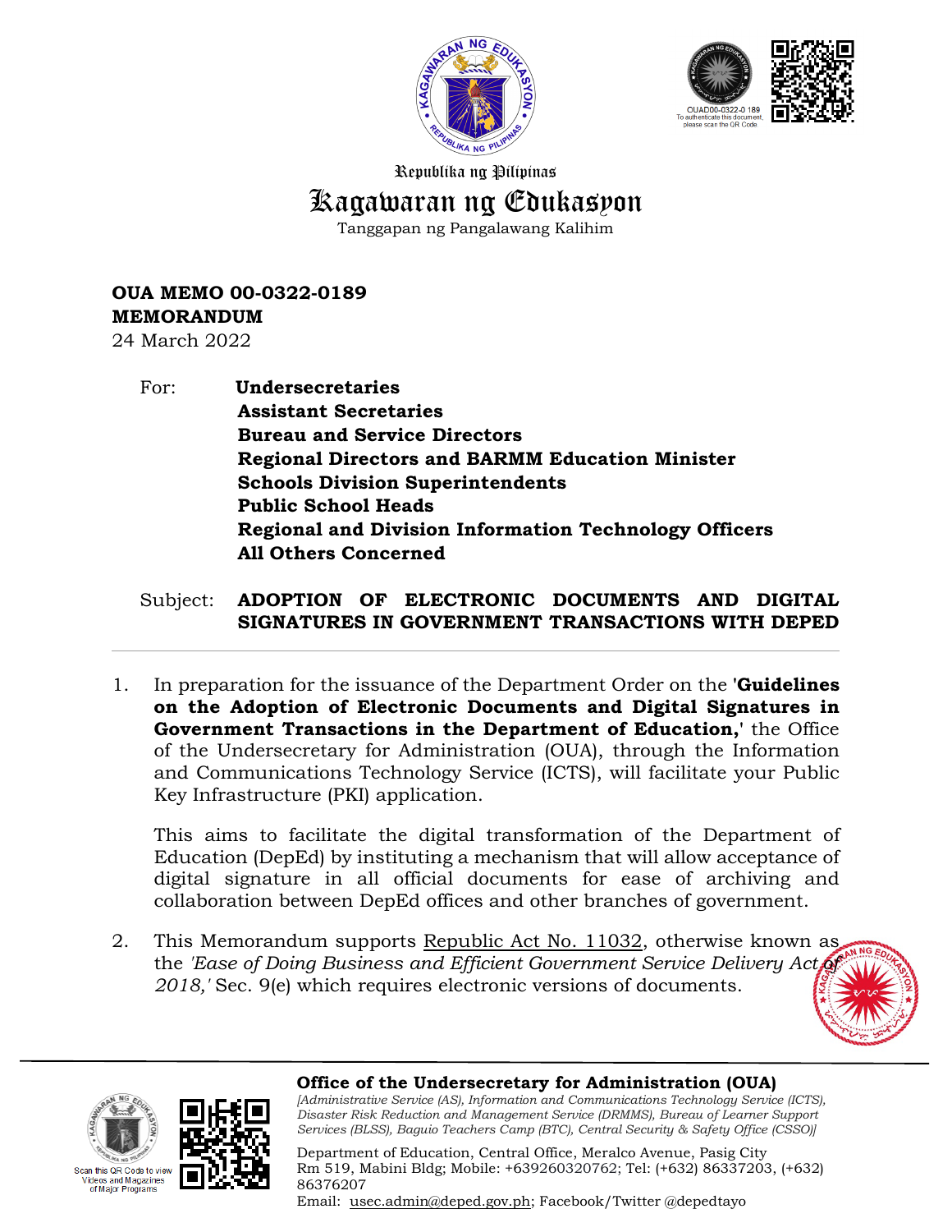Republika ng Pilipinas

# Kagawaran ng Edukasyon

Tanggapan ng Pangalawang Kalihim

**OUA MEMO 00-0322-0189**
**MEMORANDUM**
24 March 2022

For: **Undersecretaries**
**Assistant Secretaries**
**Bureau and Service Directors**
**Regional Directors and BARMM Education Minister**
**Schools Division Superintendents**
**Public School Heads**
**Regional and Division Information Technology Officers**
**All Others Concerned**

Subject: **ADOPTION OF ELECTRONIC DOCUMENTS AND DIGITAL SIGNATURES IN GOVERNMENT TRANSACTIONS WITH DEPED**

---

1. In preparation for the issuance of the Department Order on the '**Guidelines on the Adoption of Electronic Documents and Digital Signatures in Government Transactions in the Department of Education,**' the Office of the Undersecretary for Administration (OUA), through the Information and Communications Technology Service (ICTS), will facilitate your Public Key Infrastructure (PKI) application.

   This aims to facilitate the digital transformation of the Department of Education (DepEd) by instituting a mechanism that will allow acceptance of digital signature in all official documents for ease of archiving and collaboration between DepEd offices and other branches of government.

2. This Memorandum supports Republic Act No. 11032, otherwise known as the *'Ease of Doing Business and Efficient Government Service Delivery Act of 2018,'* Sec. 9(e) which requires electronic versions of documents.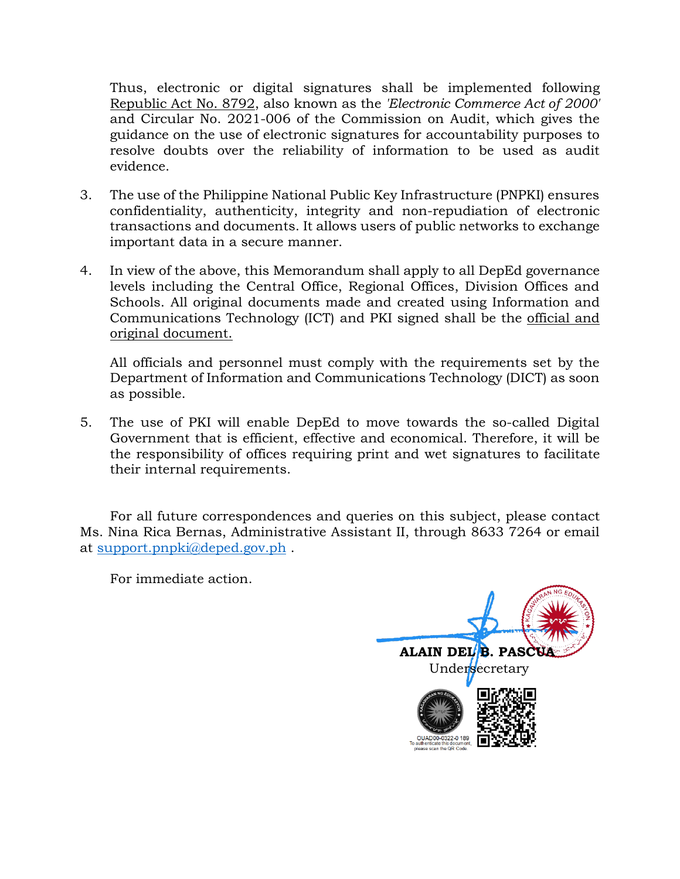Thus, electronic or digital signatures shall be implemented following Republic Act No. 8792, also known as the *'Electronic Commerce Act of 2000'* and Circular No. 2021-006 of the Commission on Audit, which gives the guidance on the use of electronic signatures for accountability purposes to resolve doubts over the reliability of information to be used as audit evidence.

3. The use of the Philippine National Public Key Infrastructure (PNPKI) ensures confidentiality, authenticity, integrity and non-repudiation of electronic transactions and documents. It allows users of public networks to exchange important data in a secure manner.

4. In view of the above, this Memorandum shall apply to all DepEd governance levels including the Central Office, Regional Offices, Division Offices and Schools. All original documents made and created using Information and Communications Technology (ICT) and PKI signed shall be the official and original document.

   All officials and personnel must comply with the requirements set by the Department of Information and Communications Technology (DICT) as soon as possible.

5. The use of PKI will enable DepEd to move towards the so-called Digital Government that is efficient, effective and economical. Therefore, it will be the responsibility of offices requiring print and wet signatures to facilitate their internal requirements.

For all future correspondences and queries on this subject, please contact Ms. Nina Rica Bernas, Administrative Assistant II, through 8633 7264 or email at support.pnpki@deped.gov.ph .

For immediate action.

**ALAIN DEL B. PASCUA**
Undersecretary

OUAD00-0322-0 189
To authenticate this document, please scan the QR Code.